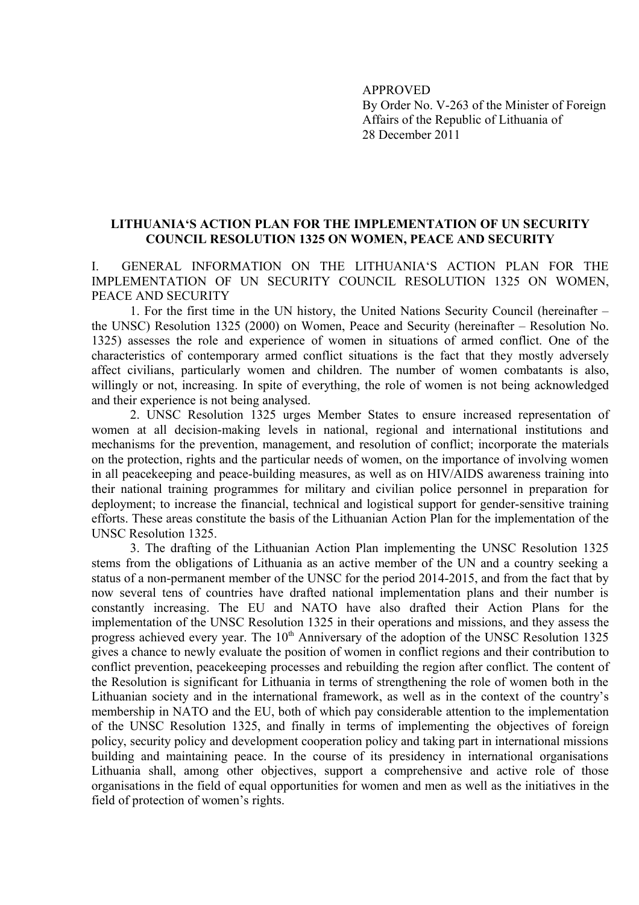APPROVED
By Order No. V-263 of the Minister of Foreign Affairs of the Republic of Lithuania of 28 December 2011

# LITHUANIA'S ACTION PLAN FOR THE IMPLEMENTATION OF UN SECURITY COUNCIL RESOLUTION 1325 ON WOMEN, PEACE AND SECURITY

## I. GENERAL INFORMATION ON THE LITHUANIA'S ACTION PLAN FOR THE IMPLEMENTATION OF UN SECURITY COUNCIL RESOLUTION 1325 ON WOMEN, PEACE AND SECURITY

1. For the first time in the UN history, the United Nations Security Council (hereinafter – the UNSC) Resolution 1325 (2000) on Women, Peace and Security (hereinafter – Resolution No. 1325) assesses the role and experience of women in situations of armed conflict. One of the characteristics of contemporary armed conflict situations is the fact that they mostly adversely affect civilians, particularly women and children. The number of women combatants is also, willingly or not, increasing. In spite of everything, the role of women is not being acknowledged and their experience is not being analysed.

2. UNSC Resolution 1325 urges Member States to ensure increased representation of women at all decision-making levels in national, regional and international institutions and mechanisms for the prevention, management, and resolution of conflict; incorporate the materials on the protection, rights and the particular needs of women, on the importance of involving women in all peacekeeping and peace-building measures, as well as on HIV/AIDS awareness training into their national training programmes for military and civilian police personnel in preparation for deployment; to increase the financial, technical and logistical support for gender-sensitive training efforts. These areas constitute the basis of the Lithuanian Action Plan for the implementation of the UNSC Resolution 1325.

3. The drafting of the Lithuanian Action Plan implementing the UNSC Resolution 1325 stems from the obligations of Lithuania as an active member of the UN and a country seeking a status of a non-permanent member of the UNSC for the period 2014-2015, and from the fact that by now several tens of countries have drafted national implementation plans and their number is constantly increasing. The EU and NATO have also drafted their Action Plans for the implementation of the UNSC Resolution 1325 in their operations and missions, and they assess the progress achieved every year. The 10th Anniversary of the adoption of the UNSC Resolution 1325 gives a chance to newly evaluate the position of women in conflict regions and their contribution to conflict prevention, peacekeeping processes and rebuilding the region after conflict. The content of the Resolution is significant for Lithuania in terms of strengthening the role of women both in the Lithuanian society and in the international framework, as well as in the context of the country's membership in NATO and the EU, both of which pay considerable attention to the implementation of the UNSC Resolution 1325, and finally in terms of implementing the objectives of foreign policy, security policy and development cooperation policy and taking part in international missions building and maintaining peace. In the course of its presidency in international organisations Lithuania shall, among other objectives, support a comprehensive and active role of those organisations in the field of equal opportunities for women and men as well as the initiatives in the field of protection of women's rights.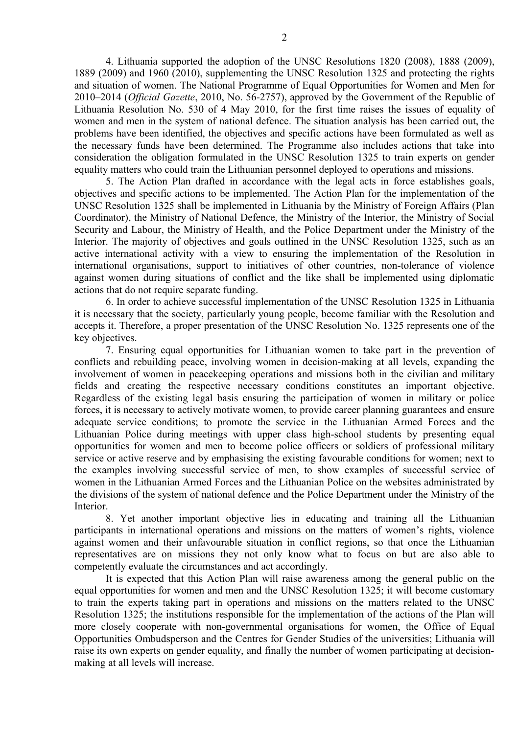4. Lithuania supported the adoption of the UNSC Resolutions 1820 (2008), 1888 (2009), 1889 (2009) and 1960 (2010), supplementing the UNSC Resolution 1325 and protecting the rights and situation of women. The National Programme of Equal Opportunities for Women and Men for 2010–2014 (*Official Gazette*, 2010, No. 56-2757), approved by the Government of the Republic of Lithuania Resolution No. 530 of 4 May 2010, for the first time raises the issues of equality of women and men in the system of national defence. The situation analysis has been carried out, the problems have been identified, the objectives and specific actions have been formulated as well as the necessary funds have been determined. The Programme also includes actions that take into consideration the obligation formulated in the UNSC Resolution 1325 to train experts on gender equality matters who could train the Lithuanian personnel deployed to operations and missions.

5. The Action Plan drafted in accordance with the legal acts in force establishes goals, objectives and specific actions to be implemented. The Action Plan for the implementation of the UNSC Resolution 1325 shall be implemented in Lithuania by the Ministry of Foreign Affairs (Plan Coordinator), the Ministry of National Defence, the Ministry of the Interior, the Ministry of Social Security and Labour, the Ministry of Health, and the Police Department under the Ministry of the Interior. The majority of objectives and goals outlined in the UNSC Resolution 1325, such as an active international activity with a view to ensuring the implementation of the Resolution in international organisations, support to initiatives of other countries, non-tolerance of violence against women during situations of conflict and the like shall be implemented using diplomatic actions that do not require separate funding.

6. In order to achieve successful implementation of the UNSC Resolution 1325 in Lithuania it is necessary that the society, particularly young people, become familiar with the Resolution and accepts it. Therefore, a proper presentation of the UNSC Resolution No. 1325 represents one of the key objectives.

7. Ensuring equal opportunities for Lithuanian women to take part in the prevention of conflicts and rebuilding peace, involving women in decision-making at all levels, expanding the involvement of women in peacekeeping operations and missions both in the civilian and military fields and creating the respective necessary conditions constitutes an important objective. Regardless of the existing legal basis ensuring the participation of women in military or police forces, it is necessary to actively motivate women, to provide career planning guarantees and ensure adequate service conditions; to promote the service in the Lithuanian Armed Forces and the Lithuanian Police during meetings with upper class high-school students by presenting equal opportunities for women and men to become police officers or soldiers of professional military service or active reserve and by emphasising the existing favourable conditions for women; next to the examples involving successful service of men, to show examples of successful service of women in the Lithuanian Armed Forces and the Lithuanian Police on the websites administrated by the divisions of the system of national defence and the Police Department under the Ministry of the Interior.

8. Yet another important objective lies in educating and training all the Lithuanian participants in international operations and missions on the matters of women's rights, violence against women and their unfavourable situation in conflict regions, so that once the Lithuanian representatives are on missions they not only know what to focus on but are also able to competently evaluate the circumstances and act accordingly.

It is expected that this Action Plan will raise awareness among the general public on the equal opportunities for women and men and the UNSC Resolution 1325; it will become customary to train the experts taking part in operations and missions on the matters related to the UNSC Resolution 1325; the institutions responsible for the implementation of the actions of the Plan will more closely cooperate with non-governmental organisations for women, the Office of Equal Opportunities Ombudsperson and the Centres for Gender Studies of the universities; Lithuania will raise its own experts on gender equality, and finally the number of women participating at decision-making at all levels will increase.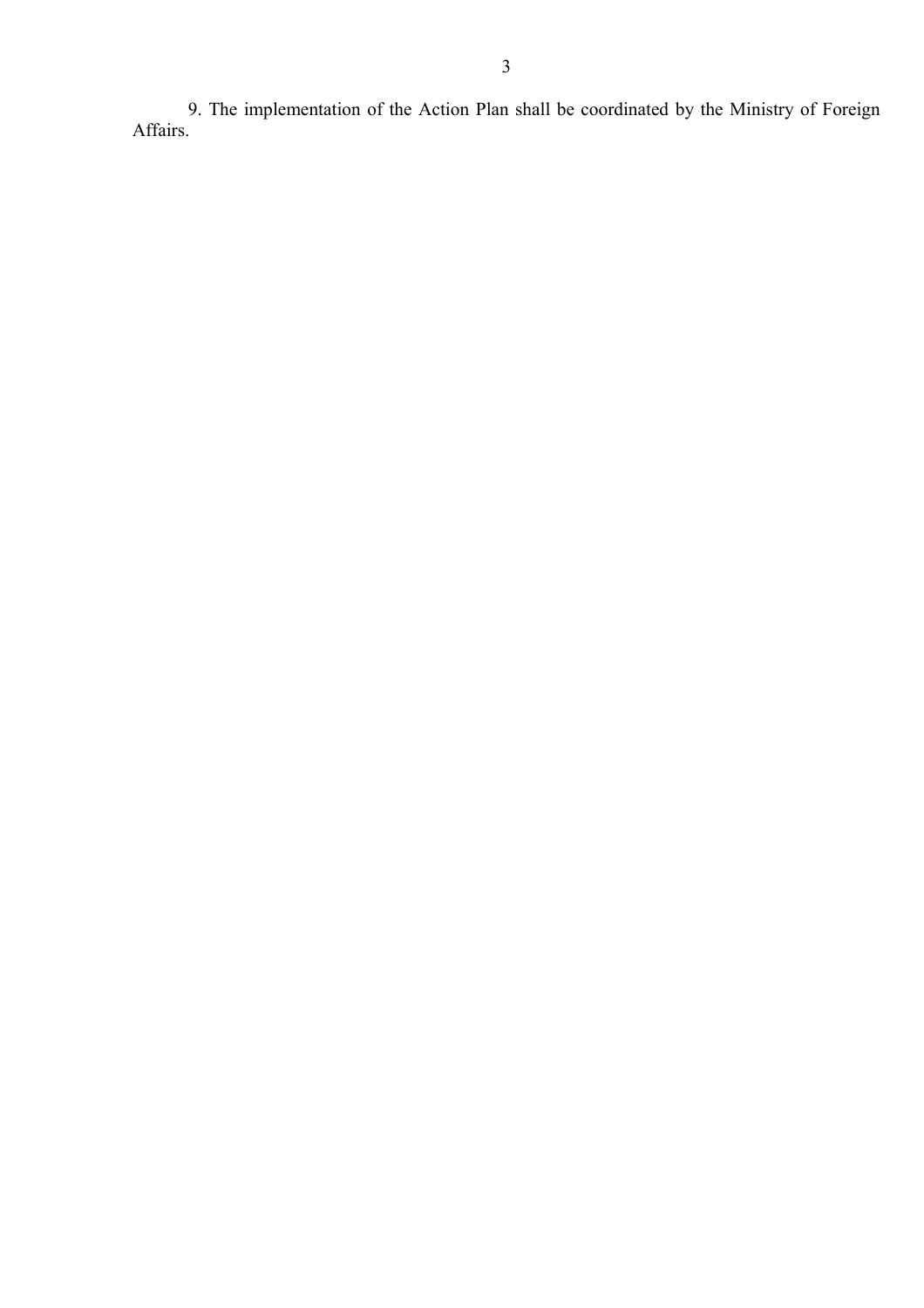9. The implementation of the Action Plan shall be coordinated by the Ministry of Foreign Affairs.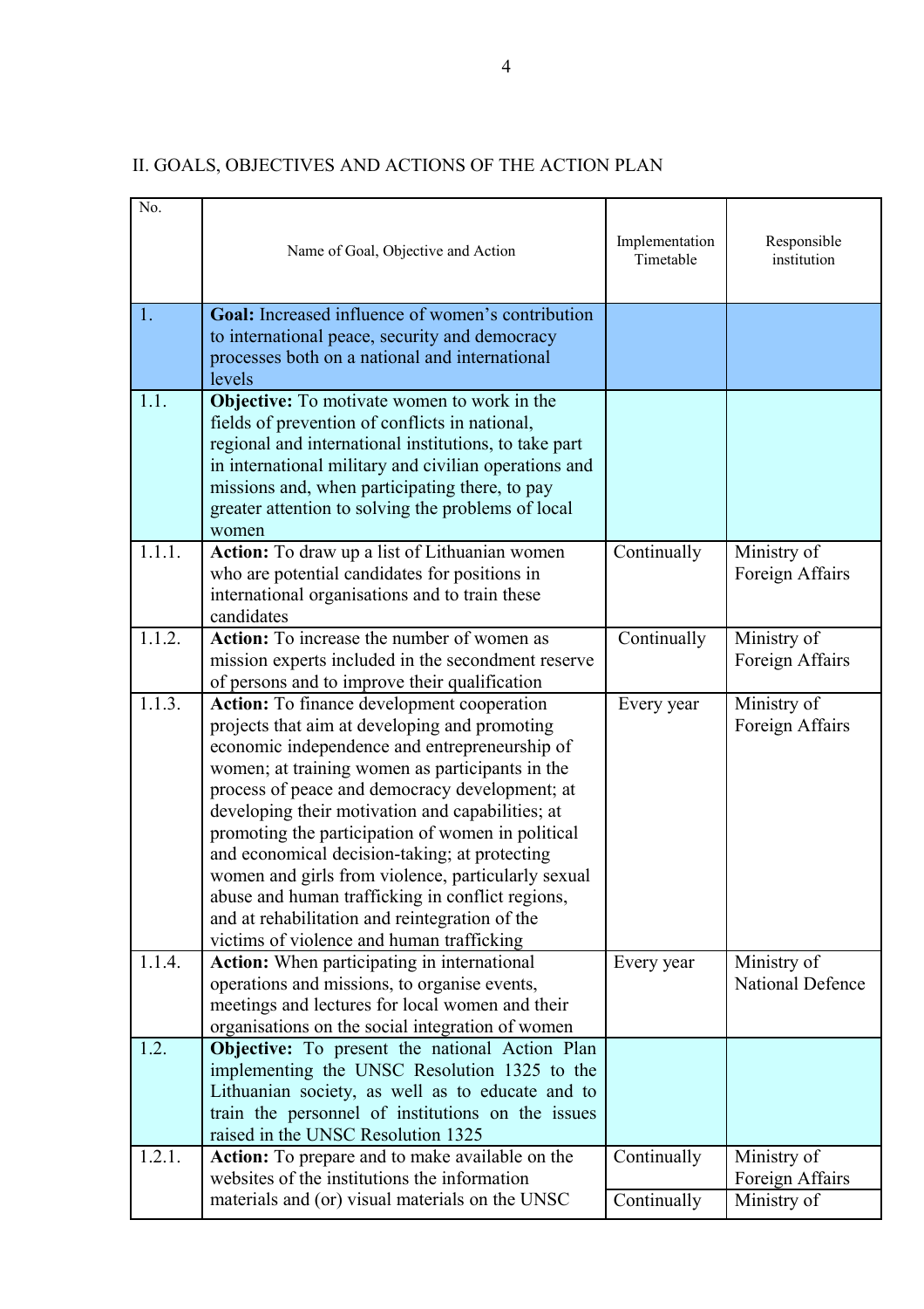## II. GOALS, OBJECTIVES AND ACTIONS OF THE ACTION PLAN

| No. | Name of Goal, Objective and Action | Implementation Timetable | Responsible institution |
|---|---|---|---|
| 1. | **Goal:** Increased influence of women's contribution to international peace, security and democracy processes both on a national and international levels | | |
| 1.1. | **Objective:** To motivate women to work in the fields of prevention of conflicts in national, regional and international institutions, to take part in international military and civilian operations and missions and, when participating there, to pay greater attention to solving the problems of local women | | |
| 1.1.1. | **Action:** To draw up a list of Lithuanian women who are potential candidates for positions in international organisations and to train these candidates | Continually | Ministry of Foreign Affairs |
| 1.1.2. | **Action:** To increase the number of women as mission experts included in the secondment reserve of persons and to improve their qualification | Continually | Ministry of Foreign Affairs |
| 1.1.3. | **Action:** To finance development cooperation projects that aim at developing and promoting economic independence and entrepreneurship of women; at training women as participants in the process of peace and democracy development; at developing their motivation and capabilities; at promoting the participation of women in political and economical decision-taking; at protecting women and girls from violence, particularly sexual abuse and human trafficking in conflict regions, and at rehabilitation and reintegration of the victims of violence and human trafficking | Every year | Ministry of Foreign Affairs |
| 1.1.4. | **Action:** When participating in international operations and missions, to organise events, meetings and lectures for local women and their organisations on the social integration of women | Every year | Ministry of National Defence |
| 1.2. | **Objective:** To present the national Action Plan implementing the UNSC Resolution 1325 to the Lithuanian society, as well as to educate and to train the personnel of institutions on the issues raised in the UNSC Resolution 1325 | | |
| 1.2.1. | **Action:** To prepare and to make available on the websites of the institutions the information materials and (or) visual materials on the UNSC | Continually | Ministry of Foreign Affairs |
| | | Continually | Ministry of |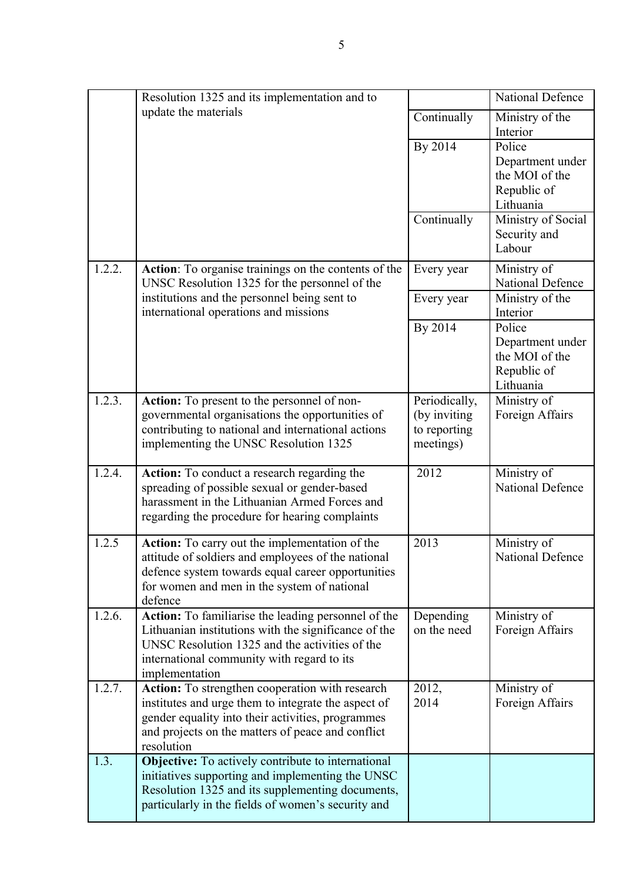| | | | |
|---|---|---|---|
| | Resolution 1325 and its implementation and to update the materials | | National Defence |
| | | Continually | Ministry of the Interior |
| | | By 2014 | Police Department under the MOI of the Republic of Lithuania |
| | | Continually | Ministry of Social Security and Labour |
| 1.2.2. | **Action**: To organise trainings on the contents of the UNSC Resolution 1325 for the personnel of the institutions and the personnel being sent to international operations and missions | Every year | Ministry of National Defence |
| | | Every year | Ministry of the Interior |
| | | By 2014 | Police Department under the MOI of the Republic of Lithuania |
| 1.2.3. | **Action:** To present to the personnel of non-governmental organisations the opportunities of contributing to national and international actions implementing the UNSC Resolution 1325 | Periodically, (by inviting to reporting meetings) | Ministry of Foreign Affairs |
| 1.2.4. | **Action:** To conduct a research regarding the spreading of possible sexual or gender-based harassment in the Lithuanian Armed Forces and regarding the procedure for hearing complaints | 2012 | Ministry of National Defence |
| 1.2.5 | **Action:** To carry out the implementation of the attitude of soldiers and employees of the national defence system towards equal career opportunities for women and men in the system of national defence | 2013 | Ministry of National Defence |
| 1.2.6. | **Action:** To familiarise the leading personnel of the Lithuanian institutions with the significance of the UNSC Resolution 1325 and the activities of the international community with regard to its implementation | Depending on the need | Ministry of Foreign Affairs |
| 1.2.7. | **Action:** To strengthen cooperation with research institutes and urge them to integrate the aspect of gender equality into their activities, programmes and projects on the matters of peace and conflict resolution | 2012, 2014 | Ministry of Foreign Affairs |
| 1.3. | **Objective:** To actively contribute to international initiatives supporting and implementing the UNSC Resolution 1325 and its supplementing documents, particularly in the fields of women's security and | | |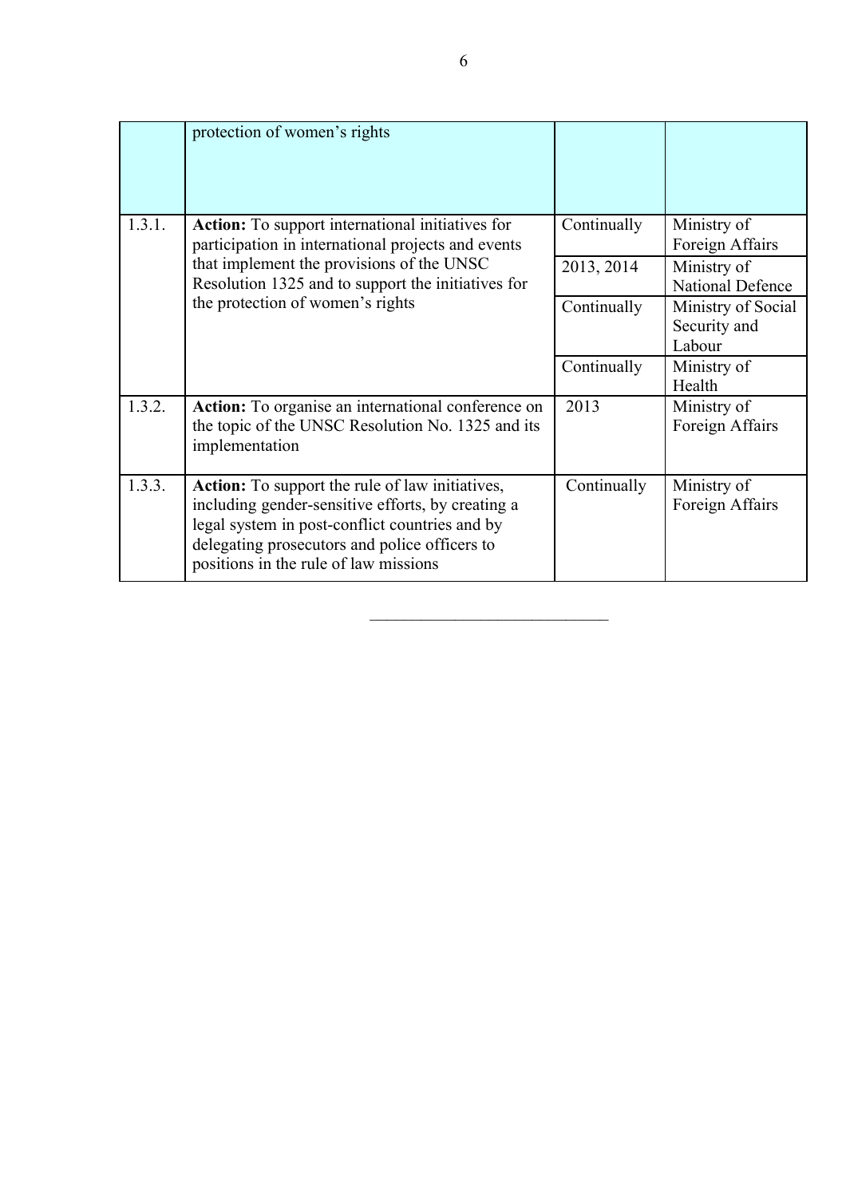| | | | |
|---|---|---|---|
| | protection of women's rights | | |
| 1.3.1. | **Action:** To support international initiatives for participation in international projects and events that implement the provisions of the UNSC Resolution 1325 and to support the initiatives for the protection of women's rights | Continually | Ministry of Foreign Affairs |
| | | 2013, 2014 | Ministry of National Defence |
| | | Continually | Ministry of Social Security and Labour |
| | | Continually | Ministry of Health |
| 1.3.2. | **Action:** To organise an international conference on the topic of the UNSC Resolution No. 1325 and its implementation | 2013 | Ministry of Foreign Affairs |
| 1.3.3. | **Action:** To support the rule of law initiatives, including gender-sensitive efforts, by creating a legal system in post-conflict countries and by delegating prosecutors and police officers to positions in the rule of law missions | Continually | Ministry of Foreign Affairs |

\_\_\_\_\_\_\_\_\_\_\_\_\_\_\_\_\_\_\_\_\_\_\_\_\_\_\_\_